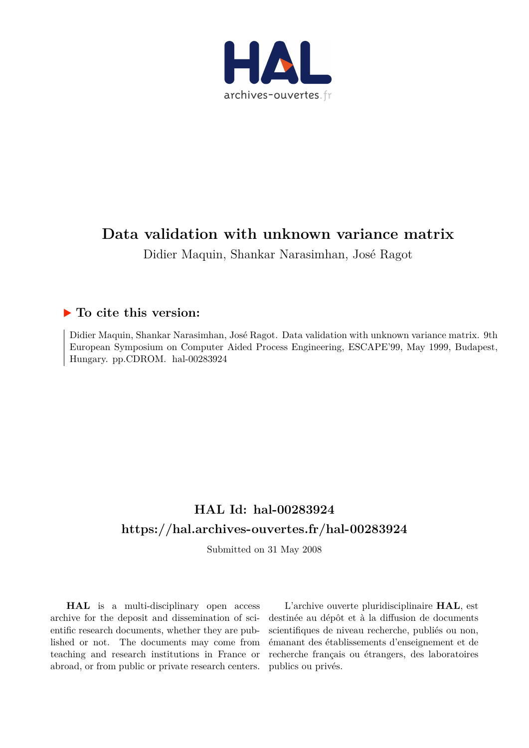# Data validation with unknown variance matrix

Didier Maquin, Shankar Narasimhan, José Ragot

## ▶ To cite this version:

Didier Maquin, Shankar Narasimhan, José Ragot. Data validation with unknown variance matrix. 9th European Symposium on Computer Aided Process Engineering, ESCAPE'99, May 1999, Budapest, Hungary. pp.CDROM. hal-00283924

## HAL Id: hal-00283924

## https://hal.archives-ouvertes.fr/hal-00283924

Submitted on 31 May 2008

**HAL** is a multi-disciplinary open access archive for the deposit and dissemination of scientific research documents, whether they are published or not. The documents may come from teaching and research institutions in France or abroad, or from public or private research centers.

L'archive ouverte pluridisciplinaire **HAL**, est destinée au dépôt et à la diffusion de documents scientifiques de niveau recherche, publiés ou non, émanant des établissements d'enseignement et de recherche français ou étrangers, des laboratoires publics ou privés.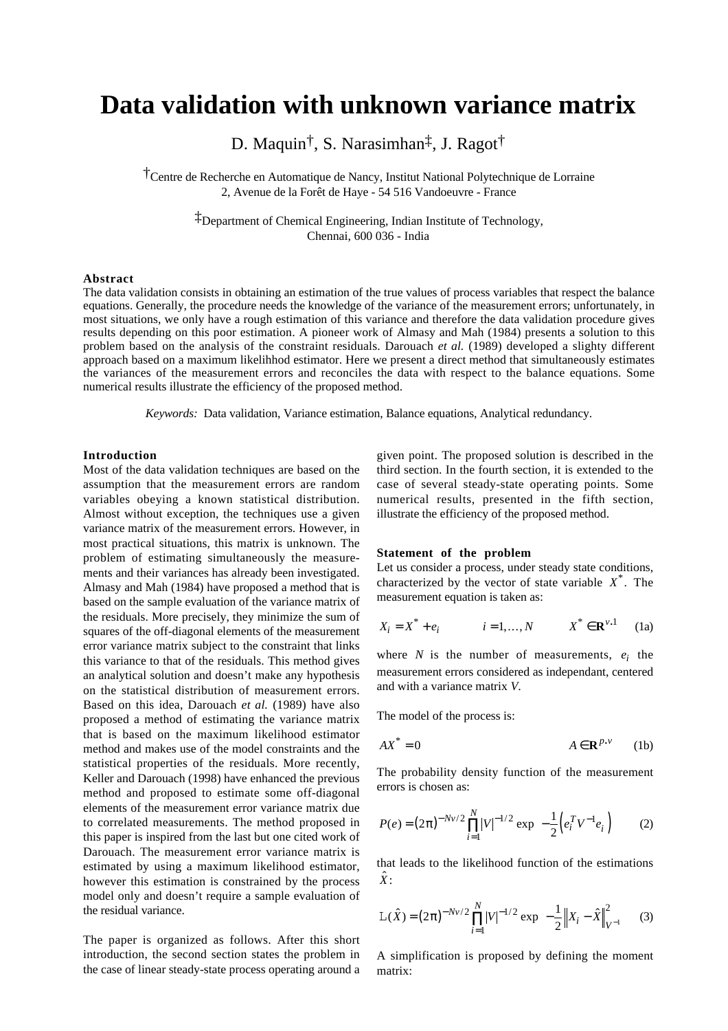# Data validation with unknown variance matrix

D. Maquin†, S. Narasimhan‡, J. Ragot†

†Centre de Recherche en Automatique de Nancy, Institut National Polytechnique de Lorraine
2, Avenue de la Forêt de Haye - 54 516 Vandoeuvre - France

‡Department of Chemical Engineering, Indian Institute of Technology,
Chennai, 600 036 - India

**Abstract**

The data validation consists in obtaining an estimation of the true values of process variables that respect the balance equations. Generally, the procedure needs the knowledge of the variance of the measurement errors; unfortunately, in most situations, we only have a rough estimation of this variance and therefore the data validation procedure gives results depending on this poor estimation. A pioneer work of Almasy and Mah (1984) presents a solution to this problem based on the analysis of the constraint residuals. Darouach *et al.* (1989) developed a slighty different approach based on a maximum likelihhod estimator. Here we present a direct method that simultaneously estimates the variances of the measurement errors and reconciles the data with respect to the balance equations. Some numerical results illustrate the efficiency of the proposed method.

*Keywords:* Data validation, Variance estimation, Balance equations, Analytical redundancy.

## Introduction

Most of the data validation techniques are based on the assumption that the measurement errors are random variables obeying a known statistical distribution. Almost without exception, the techniques use a given variance matrix of the measurement errors. However, in most practical situations, this matrix is unknown. The problem of estimating simultaneously the measurements and their variances has already been investigated. Almasy and Mah (1984) have proposed a method that is based on the sample evaluation of the variance matrix of the residuals. More precisely, they minimize the sum of squares of the off-diagonal elements of the measurement error variance matrix subject to the constraint that links this variance to that of the residuals. This method gives an analytical solution and doesn't make any hypothesis on the statistical distribution of measurement errors. Based on this idea, Darouach *et al.* (1989) have also proposed a method of estimating the variance matrix that is based on the maximum likelihood estimator method and makes use of the model constraints and the statistical properties of the residuals. More recently, Keller and Darouach (1998) have enhanced the previous method and proposed to estimate some off-diagonal elements of the measurement error variance matrix due to correlated measurements. The method proposed in this paper is inspired from the last but one cited work of Darouach. The measurement error variance matrix is estimated by using a maximum likelihood estimator, however this estimation is constrained by the process model only and doesn't require a sample evaluation of the residual variance.

The paper is organized as follows. After this short introduction, the second section states the problem in the case of linear steady-state process operating around a given point. The proposed solution is described in the third section. In the fourth section, it is extended to the case of several steady-state operating points. Some numerical results, presented in the fifth section, illustrate the efficiency of the proposed method.

## Statement of the problem

Let us consider a process, under steady state conditions, characterized by the vector of state variable $X^*$. The measurement equation is taken as:

$$X_i = X^* + e_i \qquad i = 1, \ldots, N \qquad X^* \in \mathbf{R}^{v.1} \qquad (1a)$$

where $N$ is the number of measurements, $e_i$ the measurement errors considered as independant, centered and with a variance matrix $V$.

The model of the process is:

$$AX^* = 0 \qquad A \in \mathbf{R}^{p.v} \qquad (1b)$$

The probability density function of the measurement errors is chosen as:

$$P(e) = (2\pi)^{-Nv/2} \prod_{i=1}^{N} |V|^{-1/2} \exp\left(-\frac{1}{2}\left(e_i^T V^{-1} e_i\right)\right) \qquad (2)$$

that leads to the likelihood function of the estimations $\hat{X}$:

$$L(\hat{X}) = (2\pi)^{-Nv/2} \prod_{i=1}^{N} |V|^{-1/2} \exp\left(-\frac{1}{2}\left\|X_i - \hat{X}\right\|_{V^{-1}}^2\right) \qquad (3)$$

A simplification is proposed by defining the moment matrix: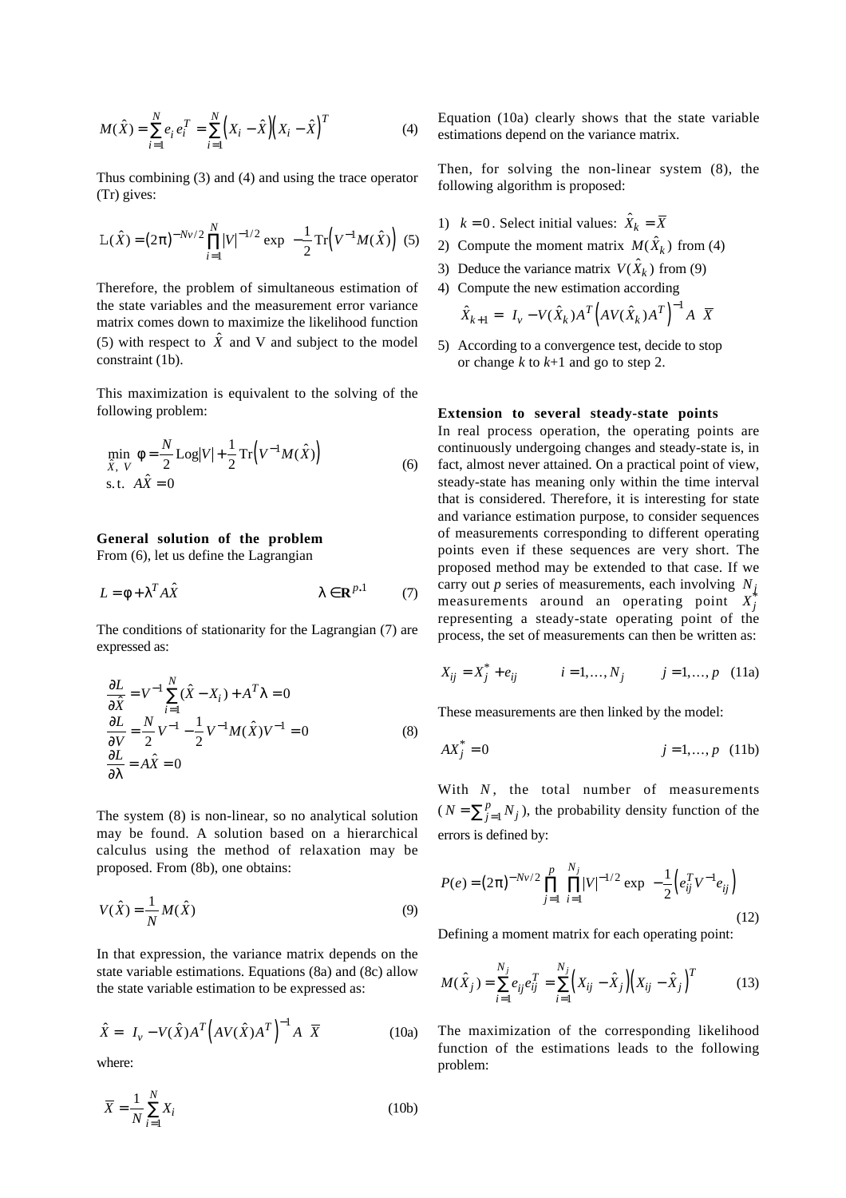$$M(\hat{X}) = \sum_{i=1}^{N} e_i e_i^T = \sum_{i=1}^{N} \left(X_i - \hat{X}\right)\left(X_i - \hat{X}\right)^T \tag{4}$$

Thus combining (3) and (4) and using the trace operator (Tr) gives:

$$\mathrm{L}(\hat{X}) = (2\pi)^{-Nv/2} \prod_{i=1}^{N} |V|^{-1/2} \exp\left(-\frac{1}{2}\mathrm{Tr}\left(V^{-1}M(\hat{X})\right)\right) \tag{5}$$

Therefore, the problem of simultaneous estimation of the state variables and the measurement error variance matrix comes down to maximize the likelihood function (5) with respect to $\hat{X}$ and V and subject to the model constraint (1b).

This maximization is equivalent to the solving of the following problem:

$$\begin{aligned} &\min_{\hat{X},\,V} \ \phi = \frac{N}{2}\mathrm{Log}|V| + \frac{1}{2}\mathrm{Tr}\left(V^{-1}M(\hat{X})\right) \\ &\text{s.t.} \ \ A\hat{X} = 0 \end{aligned} \tag{6}$$

**General solution of the problem**

From (6), let us define the Lagrangian

$$L = \phi + \lambda^T A\hat{X} \qquad\qquad \lambda \in \mathbf{R}^{p,1} \tag{7}$$

The conditions of stationarity for the Lagrangian (7) are expressed as:

$$\begin{aligned} &\frac{\partial L}{\partial \hat{X}} = V^{-1}\sum_{i=1}^{N}(\hat{X} - X_i) + A^T\lambda = 0 \\ &\frac{\partial L}{\partial V} = \frac{N}{2}V^{-1} - \frac{1}{2}V^{-1}M(\hat{X})V^{-1} = 0 \\ &\frac{\partial L}{\partial \lambda} = A\hat{X} = 0 \end{aligned} \tag{8}$$

The system (8) is non-linear, so no analytical solution may be found. A solution based on a hierarchical calculus using the method of relaxation may be proposed. From (8b), one obtains:

$$V(\hat{X}) = \frac{1}{N}M(\hat{X}) \tag{9}$$

In that expression, the variance matrix depends on the state variable estimations. Equations (8a) and (8c) allow the state variable estimation to be expressed as:

$$\hat{X} = \left(I_v - V(\hat{X})A^T\left(AV(\hat{X})A^T\right)^{-1}A\right)\overline{X} \tag{10a}$$

where:

$$\overline{X} = \frac{1}{N}\sum_{i=1}^{N} X_i \tag{10b}$$

Equation (10a) clearly shows that the state variable estimations depend on the variance matrix.

Then, for solving the non-linear system (8), the following algorithm is proposed:

1) $k = 0$. Select initial values: $\hat{X}_k = \overline{X}$
2) Compute the moment matrix $M(\hat{X}_k)$ from (4)
3) Deduce the variance matrix $V(\hat{X}_k)$ from (9)
4) Compute the new estimation according
   $\hat{X}_{k+1} = \left(I_v - V(\hat{X}_k)A^T\left(AV(\hat{X}_k)A^T\right)^{-1}A\right)\overline{X}$
5) According to a convergence test, decide to stop or change $k$ to $k$+1 and go to step 2.

**Extension to several steady-state points**

In real process operation, the operating points are continuously undergoing changes and steady-state is, in fact, almost never attained. On a practical point of view, steady-state has meaning only within the time interval that is considered. Therefore, it is interesting for state and variance estimation purpose, to consider sequences of measurements corresponding to different operating points even if these sequences are very short. The proposed method may be extended to that case. If we carry out $p$ series of measurements, each involving $N_j$ measurements around an operating point $X_j^*$ representing a steady-state operating point of the process, the set of measurements can then be written as:

$$X_{ij} = X_j^* + e_{ij} \qquad i = 1,\ldots,N_j \qquad j = 1,\ldots,p \tag{11a}$$

These measurements are then linked by the model:

$$AX_j^* = 0 \qquad\qquad j = 1,\ldots,p \tag{11b}$$

With $N$, the total number of measurements ($N = \sum_{j=1}^{p} N_j$), the probability density function of the errors is defined by:

$$P(e) = (2\pi)^{-Nv/2} \prod_{j=1}^{p}\prod_{i=1}^{N_j} |V|^{-1/2} \exp\left(-\frac{1}{2}\left(e_{ij}^T V^{-1} e_{ij}\right)\right) \tag{12}$$

Defining a moment matrix for each operating point:

$$M(\hat{X}_j) = \sum_{i=1}^{N_j} e_{ij}e_{ij}^T = \sum_{i=1}^{N_j}\left(X_{ij} - \hat{X}_j\right)\left(X_{ij} - \hat{X}_j\right)^T \tag{13}$$

The maximization of the corresponding likelihood function of the estimations leads to the following problem: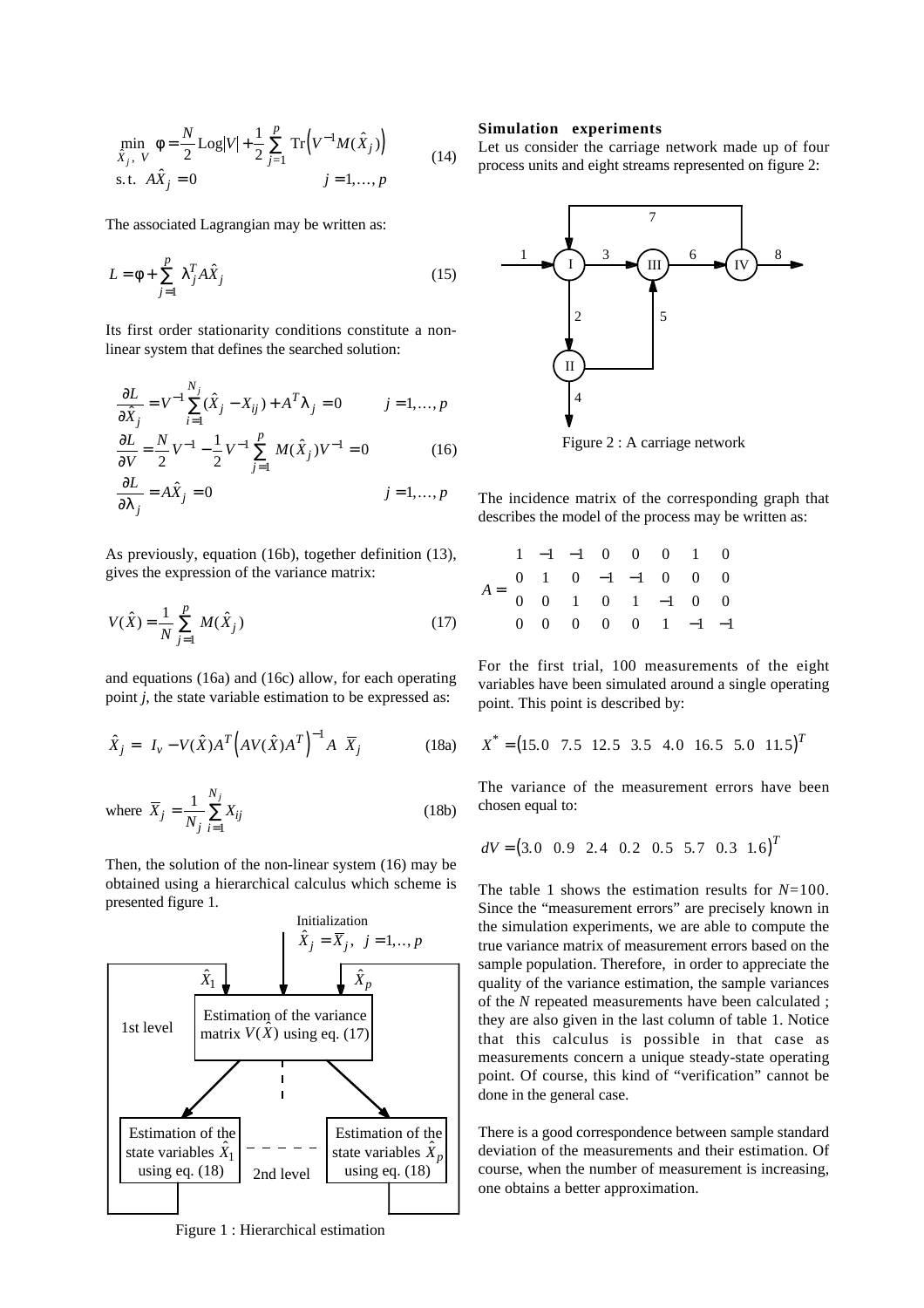$$\min_{\hat{X}_j,\ V} \ \phi = \frac{N}{2}\,\mathrm{Log}|V| + \frac{1}{2}\sum_{j=1}^{p} \mathrm{Tr}\left(V^{-1} M(\hat{X}_j)\right) \qquad (14)$$

$$\text{s.t.} \ \ A\hat{X}_j = 0 \qquad\qquad j = 1,\ldots,p$$

The associated Lagrangian may be written as:

$$L = \phi + \sum_{j=1}^{p} \lambda_j^T A\hat{X}_j \qquad (15)$$

Its first order stationarity conditions constitute a non-linear system that defines the searched solution:

$$\frac{\partial L}{\partial \hat{X}_j} = V^{-1}\sum_{i=1}^{N_j}(\hat{X}_j - X_{ij}) + A^T\lambda_j = 0 \qquad j = 1,\ldots,p$$

$$\frac{\partial L}{\partial V} = \frac{N}{2}V^{-1} - \frac{1}{2}V^{-1}\sum_{j=1}^{p} M(\hat{X}_j)V^{-1} = 0 \qquad (16)$$

$$\frac{\partial L}{\partial \lambda_j} = A\hat{X}_j = 0 \qquad j = 1,\ldots,p$$

As previously, equation (16b), together definition (13), gives the expression of the variance matrix:

$$V(\hat{X}) = \frac{1}{N}\sum_{j=1}^{p} M(\hat{X}_j) \qquad (17)$$

and equations (16a) and (16c) allow, for each operating point *j*, the state variable estimation to be expressed as:

$$\hat{X}_j = \left[ I_v - V(\hat{X})A^T\left(AV(\hat{X})A^T\right)^{-1} A \right] \overline{X}_j \qquad (18a)$$

$$\text{where} \ \ \overline{X}_j = \frac{1}{N_j}\sum_{i=1}^{N_j} X_{ij} \qquad (18b)$$

Then, the solution of the non-linear system (16) may be obtained using a hierarchical calculus which scheme is presented figure 1.

Figure 1 : Hierarchical estimation

### Simulation experiments

Let us consider the carriage network made up of four process units and eight streams represented on figure 2:

Figure 2 : A carriage network

The incidence matrix of the corresponding graph that describes the model of the process may be written as:

$$A = \begin{bmatrix} 1 & -1 & -1 & 0 & 0 & 0 & 1 & 0 \\ 0 & 1 & 0 & -1 & -1 & 0 & 0 & 0 \\ 0 & 0 & 1 & 0 & 1 & -1 & 0 & 0 \\ 0 & 0 & 0 & 0 & 0 & 1 & -1 & -1 \end{bmatrix}$$

For the first trial, 100 measurements of the eight variables have been simulated around a single operating point. This point is described by:

$$X^* = \begin{pmatrix} 15.0 & 7.5 & 12.5 & 3.5 & 4.0 & 16.5 & 5.0 & 11.5 \end{pmatrix}^T$$

The variance of the measurement errors have been chosen equal to:

$$dV = \begin{pmatrix} 3.0 & 0.9 & 2.4 & 0.2 & 0.5 & 5.7 & 0.3 & 1.6 \end{pmatrix}^T$$

The table 1 shows the estimation results for $N$=100. Since the "measurement errors" are precisely known in the simulation experiments, we are able to compute the true variance matrix of measurement errors based on the sample population. Therefore, in order to appreciate the quality of the variance estimation, the sample variances of the $N$ repeated measurements have been calculated ; they are also given in the last column of table 1. Notice that this calculus is possible in that case as measurements concern a unique steady-state operating point. Of course, this kind of "verification" cannot be done in the general case.

There is a good correspondence between sample standard deviation of the measurements and their estimation. Of course, when the number of measurement is increasing, one obtains a better approximation.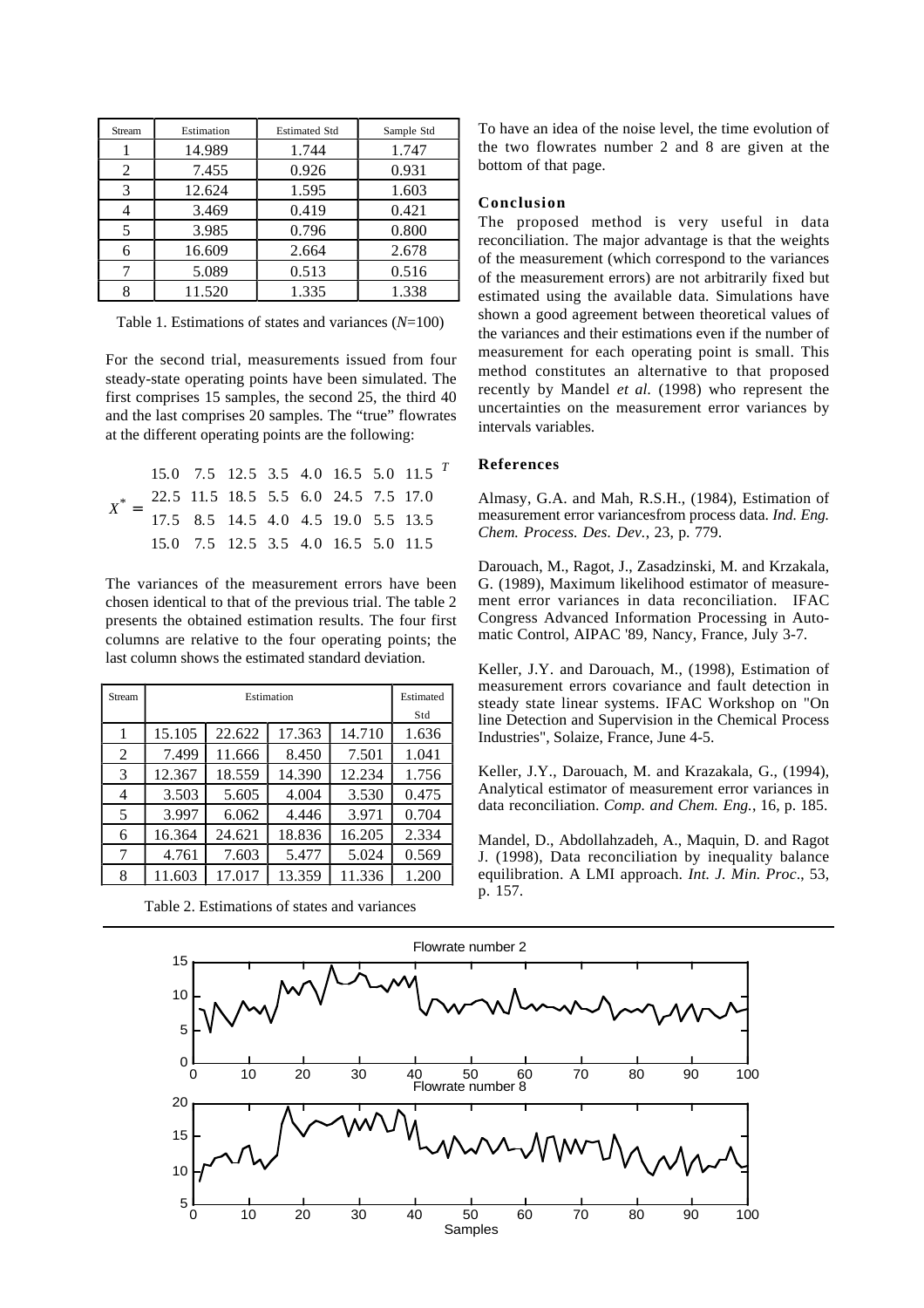| Stream | Estimation | Estimated Std | Sample Std |
|---|---|---|---|
| 1 | 14.989 | 1.744 | 1.747 |
| 2 | 7.455 | 0.926 | 0.931 |
| 3 | 12.624 | 1.595 | 1.603 |
| 4 | 3.469 | 0.419 | 0.421 |
| 5 | 3.985 | 0.796 | 0.800 |
| 6 | 16.609 | 2.664 | 2.678 |
| 7 | 5.089 | 0.513 | 0.516 |
| 8 | 11.520 | 1.335 | 1.338 |

Table 1. Estimations of states and variances ($N$=100)

For the second trial, measurements issued from four steady-state operating points have been simulated. The first comprises 15 samples, the second 25, the third 40 and the last comprises 20 samples. The "true" flowrates at the different operating points are the following:

$$X^* = \begin{bmatrix} 15.0 & 7.5 & 12.5 & 3.5 & 4.0 & 16.5 & 5.0 & 11.5 \\ 22.5 & 11.5 & 18.5 & 5.5 & 6.0 & 24.5 & 7.5 & 17.0 \\ 17.5 & 8.5 & 14.5 & 4.0 & 4.5 & 19.0 & 5.5 & 13.5 \\ 15.0 & 7.5 & 12.5 & 3.5 & 4.0 & 16.5 & 5.0 & 11.5 \end{bmatrix}^T$$

The variances of the measurement errors have been chosen identical to that of the previous trial. The table 2 presents the obtained estimation results. The four first columns are relative to the four operating points; the last column shows the estimated standard deviation.

| Stream | Estimation | | | | Estimated Std |
|---|---|---|---|---|---|
| 1 | 15.105 | 22.622 | 17.363 | 14.710 | 1.636 |
| 2 | 7.499 | 11.666 | 8.450 | 7.501 | 1.041 |
| 3 | 12.367 | 18.559 | 14.390 | 12.234 | 1.756 |
| 4 | 3.503 | 5.605 | 4.004 | 3.530 | 0.475 |
| 5 | 3.997 | 6.062 | 4.446 | 3.971 | 0.704 |
| 6 | 16.364 | 24.621 | 18.836 | 16.205 | 2.334 |
| 7 | 4.761 | 7.603 | 5.477 | 5.024 | 0.569 |
| 8 | 11.603 | 17.017 | 13.359 | 11.336 | 1.200 |

Table 2. Estimations of states and variances

To have an idea of the noise level, the time evolution of the two flowrates number 2 and 8 are given at the bottom of that page.

## Conclusion

The proposed method is very useful in data reconciliation. The major advantage is that the weights of the measurement (which correspond to the variances of the measurement errors) are not arbitrarily fixed but estimated using the available data. Simulations have shown a good agreement between theoretical values of the variances and their estimations even if the number of measurement for each operating point is small. This method constitutes an alternative to that proposed recently by Mandel *et al.* (1998) who represent the uncertainties on the measurement error variances by intervals variables.

## References

Almasy, G.A. and Mah, R.S.H., (1984), Estimation of measurement error variancesfrom process data. *Ind. Eng. Chem. Process. Des. Dev.*, 23, p. 779.

Darouach, M., Ragot, J., Zasadzinski, M. and Krzakala, G. (1989), Maximum likelihood estimator of measurement error variances in data reconciliation. IFAC Congress Advanced Information Processing in Automatic Control, AIPAC '89, Nancy, France, July 3-7.

Keller, J.Y. and Darouach, M., (1998), Estimation of measurement errors covariance and fault detection in steady state linear systems. IFAC Workshop on "On line Detection and Supervision in the Chemical Process Industries", Solaize, France, June 4-5.

Keller, J.Y., Darouach, M. and Krazakala, G., (1994), Analytical estimator of measurement error variances in data reconciliation. *Comp. and Chem. Eng.*, 16, p. 185.

Mandel, D., Abdollahzadeh, A., Maquin, D. and Ragot J. (1998), Data reconciliation by inequality balance equilibration. A LMI approach. *Int. J. Min. Proc*., 53, p. 157.

Flowrate number 2

15
10
5
0
0 10 20 30 40 50 60 70 80 90 100

Flowrate number 8

20
15
10
5
0 10 20 30 40 50 60 70 80 90 100

Samples